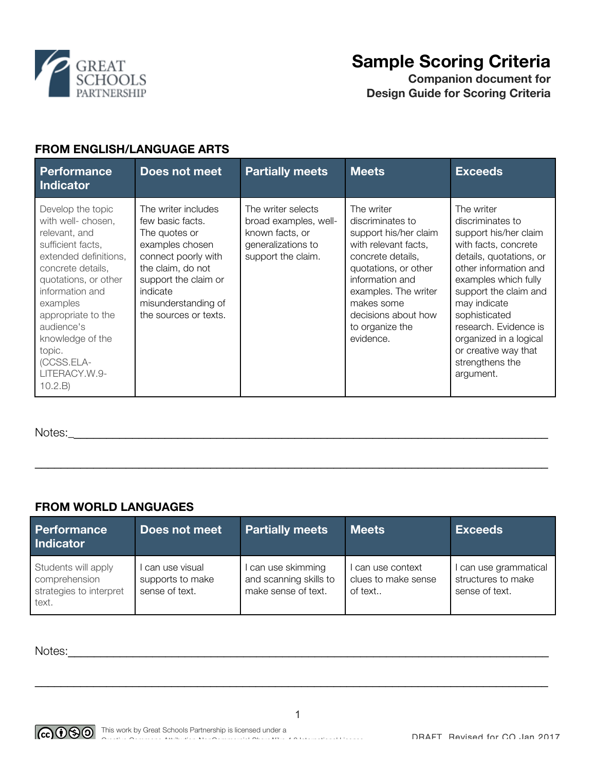# Sample Scoring Criteria

**Companion document for Design Guide for Scoring Criteria**

### FROM ENGLISH/LANGUAGE ARTS

| Performance Indicator | Does not meet | Partially meets | Meets | Exceeds |
|---|---|---|---|---|
| Develop the topic with well- chosen, relevant, and sufficient facts, extended definitions, concrete details, quotations, or other information and examples appropriate to the audience's knowledge of the topic. (CCSS.ELA-LITERACY.W.9-10.2.B) | The writer includes few basic facts. The quotes or examples chosen connect poorly with the claim, do not support the claim or indicate misunderstanding of the sources or texts. | The writer selects broad examples, well-known facts, or generalizations to support the claim. | The writer discriminates to support his/her claim with relevant facts, concrete details, quotations, or other information and examples. The writer makes some decisions about how to organize the evidence. | The writer discriminates to support his/her claim with facts, concrete details, quotations, or other information and examples which fully support the claim and may indicate sophisticated research. Evidence is organized in a logical or creative way that strengthens the argument. |

Notes:_______________________________________________________________________________

_____________________________________________________________________________________

### FROM WORLD LANGUAGES

| Performance Indicator | Does not meet | Partially meets | Meets | Exceeds |
|---|---|---|---|---|
| Students will apply comprehension strategies to interpret text. | I can use visual supports to make sense of text. | I can use skimming and scanning skills to make sense of text. | I can use context clues to make sense of text.. | I can use grammatical structures to make sense of text. |

Notes:_______________________________________________________________________________

_____________________________________________________________________________________

This work by Great Schools Partnership is licensed under a Creative Commons Attribution-NonCommercial-ShareAlike 4.0 International License.

DRAFT Revised for CO Jan 2017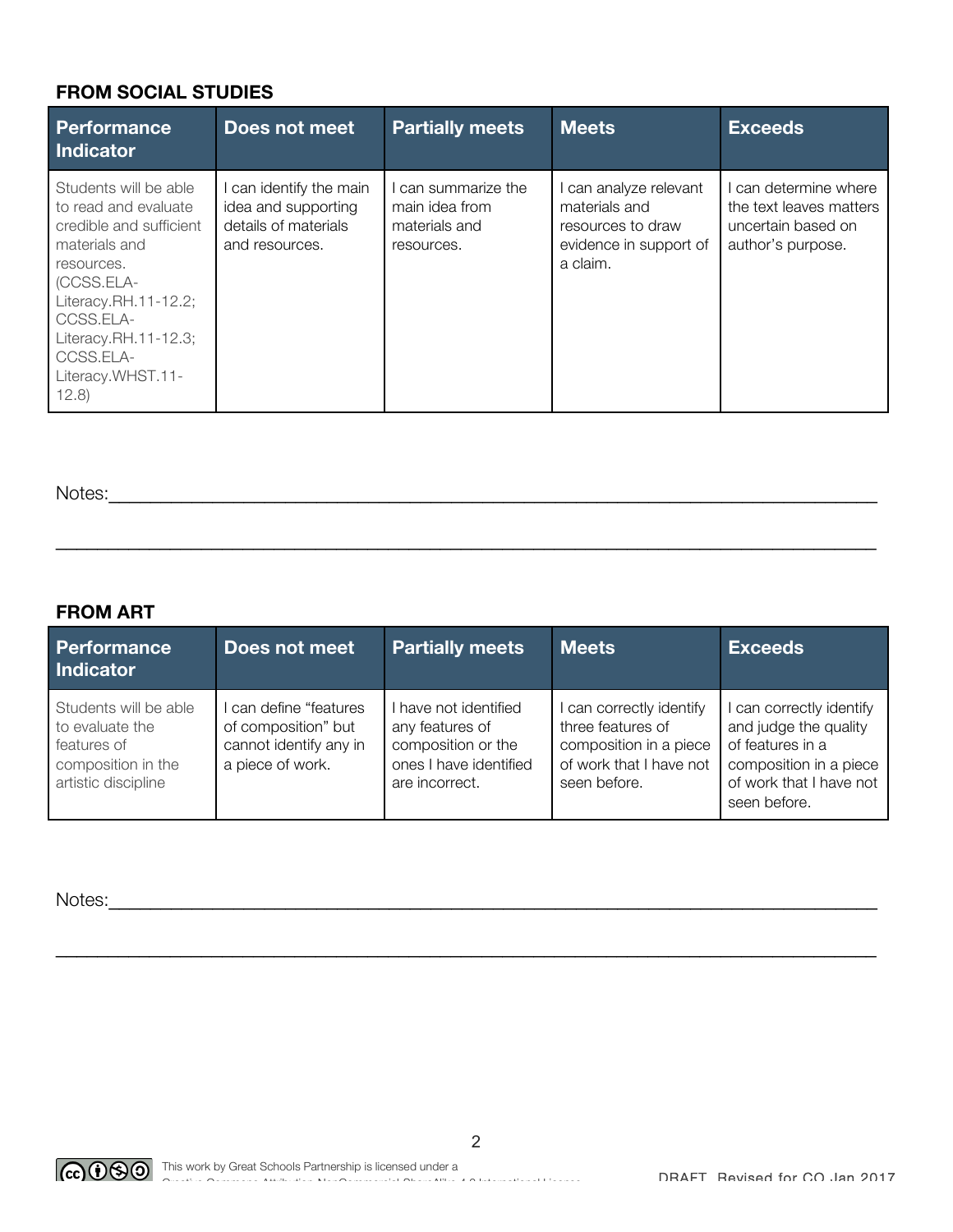### FROM SOCIAL STUDIES

| Performance Indicator | Does not meet | Partially meets | Meets | Exceeds |
|---|---|---|---|---|
| Students will be able to read and evaluate credible and sufficient materials and resources. (CCSS.ELA-Literacy.RH.11-12.2; CCSS.ELA-Literacy.RH.11-12.3; CCSS.ELA-Literacy.WHST.11-12.8) | I can identify the main idea and supporting details of materials and resources. | I can summarize the main idea from materials and resources. | I can analyze relevant materials and resources to draw evidence in support of a claim. | I can determine where the text leaves matters uncertain based on author's purpose. |

Notes:___________________________________________________________________________

_______________________________________________________________________________

### FROM ART

| Performance Indicator | Does not meet | Partially meets | Meets | Exceeds |
|---|---|---|---|---|
| Students will be able to evaluate the features of composition in the artistic discipline | I can define "features of composition" but cannot identify any in a piece of work. | I have not identified any features of composition or the ones I have identified are incorrect. | I can correctly identify three features of composition in a piece of work that I have not seen before. | I can correctly identify and judge the quality of features in a composition in a piece of work that I have not seen before. |

Notes:___________________________________________________________________________

_______________________________________________________________________________